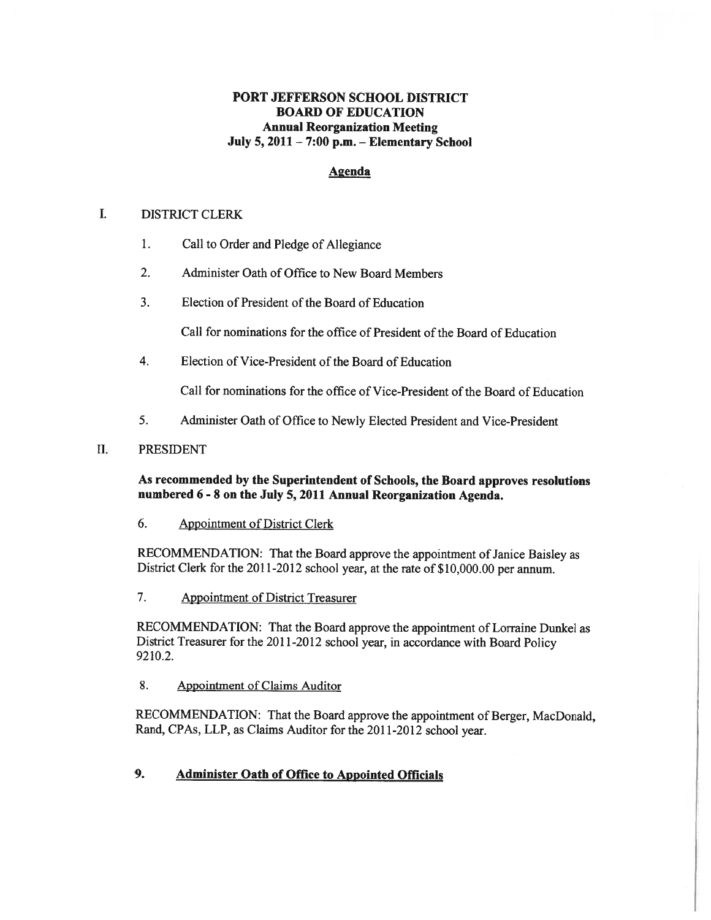# PORT JEFFERSON SCHOOL DISTRICT
## BOARD OF EDUCATION
### Annual Reorganization Meeting
### July 5, 2011 – 7:00 p.m. – Elementary School

**Agenda**

I. DISTRICT CLERK

1. Call to Order and Pledge of Allegiance

2. Administer Oath of Office to New Board Members

3. Election of President of the Board of Education

   Call for nominations for the office of President of the Board of Education

4. Election of Vice-President of the Board of Education

   Call for nominations for the office of Vice-President of the Board of Education

5. Administer Oath of Office to Newly Elected President and Vice-President

II. PRESIDENT

**As recommended by the Superintendent of Schools, the Board approves resolutions numbered 6 - 8 on the July 5, 2011 Annual Reorganization Agenda.**

6. Appointment of District Clerk

RECOMMENDATION: That the Board approve the appointment of Janice Baisley as District Clerk for the 2011-2012 school year, at the rate of $10,000.00 per annum.

7. Appointment of District Treasurer

RECOMMENDATION: That the Board approve the appointment of Lorraine Dunkel as District Treasurer for the 2011-2012 school year, in accordance with Board Policy 9210.2.

8. Appointment of Claims Auditor

RECOMMENDATION: That the Board approve the appointment of Berger, MacDonald, Rand, CPAs, LLP, as Claims Auditor for the 2011-2012 school year.

**9. Administer Oath of Office to Appointed Officials**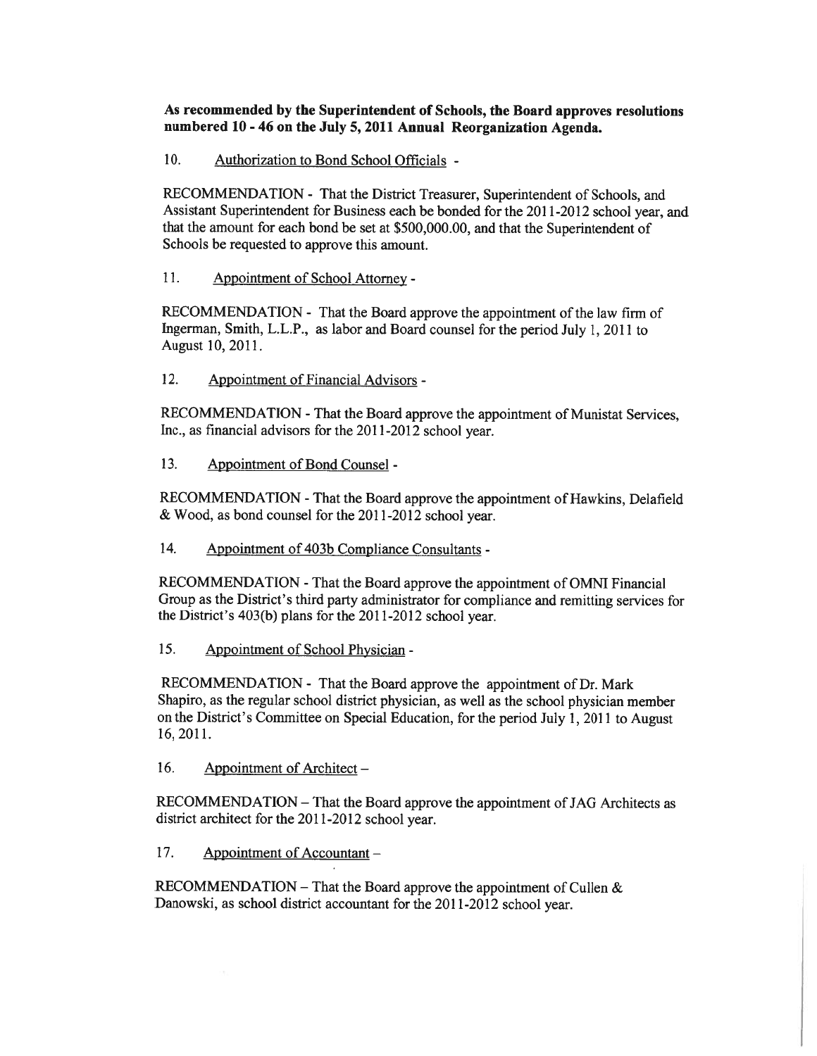**As recommended by the Superintendent of Schools, the Board approves resolutions numbered 10 - 46 on the July 5, 2011 Annual Reorganization Agenda.**

10. Authorization to Bond School Officials -

RECOMMENDATION - That the District Treasurer, Superintendent of Schools, and Assistant Superintendent for Business each be bonded for the 2011-2012 school year, and that the amount for each bond be set at $500,000.00, and that the Superintendent of Schools be requested to approve this amount.

11. Appointment of School Attorney -

RECOMMENDATION - That the Board approve the appointment of the law firm of Ingerman, Smith, L.L.P., as labor and Board counsel for the period July 1, 2011 to August 10, 2011.

12. Appointment of Financial Advisors -

RECOMMENDATION - That the Board approve the appointment of Munistat Services, Inc., as financial advisors for the 2011-2012 school year.

13. Appointment of Bond Counsel -

RECOMMENDATION - That the Board approve the appointment of Hawkins, Delafield & Wood, as bond counsel for the 2011-2012 school year.

14. Appointment of 403b Compliance Consultants -

RECOMMENDATION - That the Board approve the appointment of OMNI Financial Group as the District's third party administrator for compliance and remitting services for the District's 403(b) plans for the 2011-2012 school year.

15. Appointment of School Physician -

RECOMMENDATION - That the Board approve the appointment of Dr. Mark Shapiro, as the regular school district physician, as well as the school physician member on the District's Committee on Special Education, for the period July 1, 2011 to August 16, 2011.

16. Appointment of Architect –

RECOMMENDATION – That the Board approve the appointment of JAG Architects as district architect for the 2011-2012 school year.

17. Appointment of Accountant –

RECOMMENDATION – That the Board approve the appointment of Cullen & Danowski, as school district accountant for the 2011-2012 school year.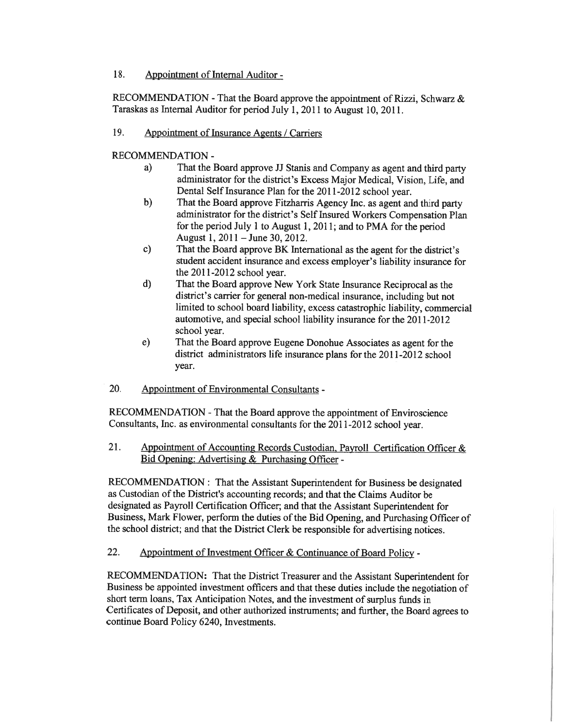18. Appointment of Internal Auditor -

RECOMMENDATION - That the Board approve the appointment of Rizzi, Schwarz & Taraskas as Internal Auditor for period July 1, 2011 to August 10, 2011.

19. Appointment of Insurance Agents / Carriers

RECOMMENDATION -

a) That the Board approve JJ Stanis and Company as agent and third party administrator for the district's Excess Major Medical, Vision, Life, and Dental Self Insurance Plan for the 2011-2012 school year.

b) That the Board approve Fitzharris Agency Inc. as agent and third party administrator for the district's Self Insured Workers Compensation Plan for the period July 1 to August 1, 2011; and to PMA for the period August 1, 2011 – June 30, 2012.

c) That the Board approve BK International as the agent for the district's student accident insurance and excess employer's liability insurance for the 2011-2012 school year.

d) That the Board approve New York State Insurance Reciprocal as the district's carrier for general non-medical insurance, including but not limited to school board liability, excess catastrophic liability, commercial automotive, and special school liability insurance for the 2011-2012 school year.

e) That the Board approve Eugene Donohue Associates as agent for the district administrators life insurance plans for the 2011-2012 school year.

20. Appointment of Environmental Consultants -

RECOMMENDATION - That the Board approve the appointment of Enviroscience Consultants, Inc. as environmental consultants for the 2011-2012 school year.

21. Appointment of Accounting Records Custodian, Payroll Certification Officer & Bid Opening; Advertising & Purchasing Officer -

RECOMMENDATION : That the Assistant Superintendent for Business be designated as Custodian of the District's accounting records; and that the Claims Auditor be designated as Payroll Certification Officer; and that the Assistant Superintendent for Business, Mark Flower, perform the duties of the Bid Opening, and Purchasing Officer of the school district; and that the District Clerk be responsible for advertising notices.

22. Appointment of Investment Officer & Continuance of Board Policy -

RECOMMENDATION: That the District Treasurer and the Assistant Superintendent for Business be appointed investment officers and that these duties include the negotiation of short term loans, Tax Anticipation Notes, and the investment of surplus funds in Certificates of Deposit, and other authorized instruments; and further, the Board agrees to continue Board Policy 6240, Investments.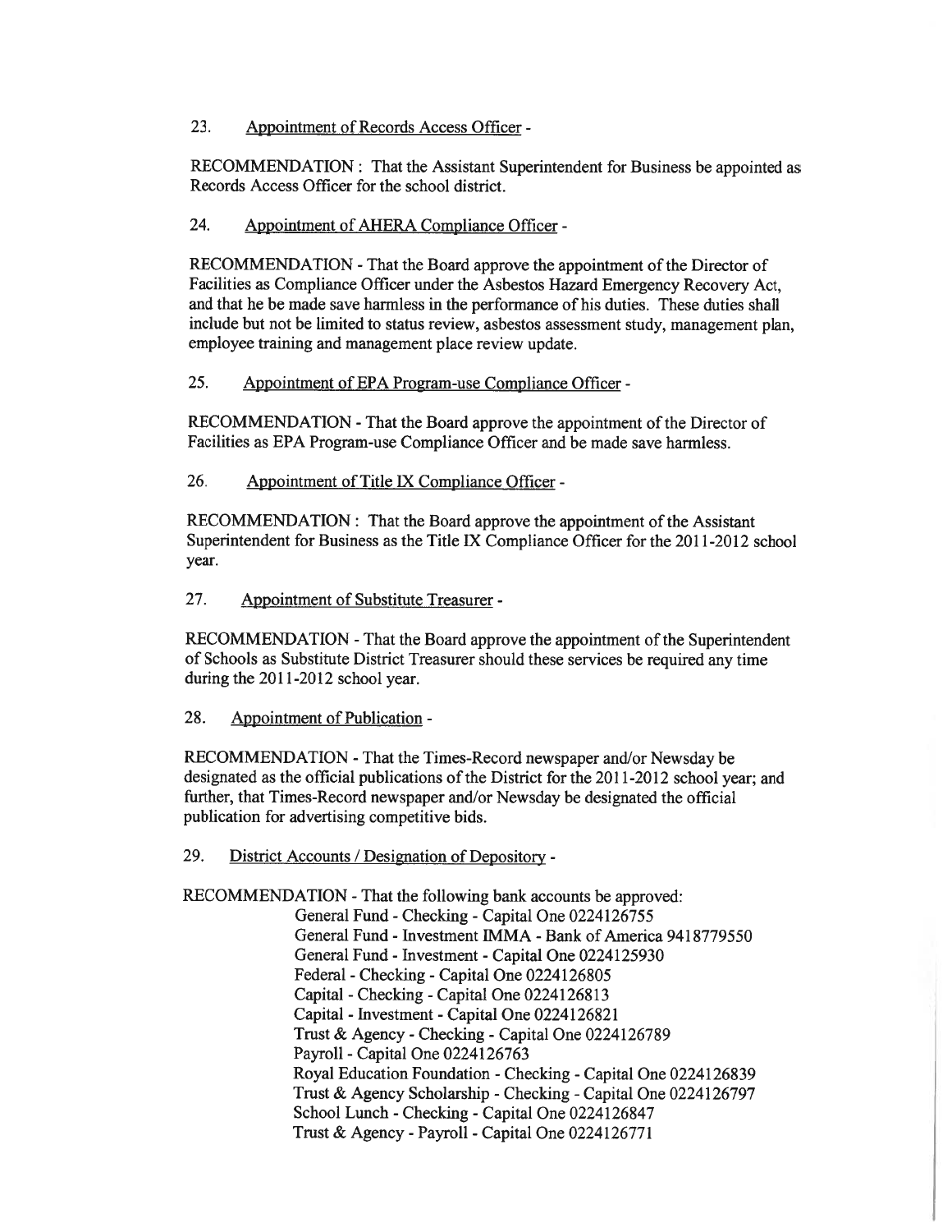23. Appointment of Records Access Officer -

RECOMMENDATION : That the Assistant Superintendent for Business be appointed as Records Access Officer for the school district.

24. Appointment of AHERA Compliance Officer -

RECOMMENDATION - That the Board approve the appointment of the Director of Facilities as Compliance Officer under the Asbestos Hazard Emergency Recovery Act, and that he be made save harmless in the performance of his duties. These duties shall include but not be limited to status review, asbestos assessment study, management plan, employee training and management place review update.

25. Appointment of EPA Program-use Compliance Officer -

RECOMMENDATION - That the Board approve the appointment of the Director of Facilities as EPA Program-use Compliance Officer and be made save harmless.

26. Appointment of Title IX Compliance Officer -

RECOMMENDATION : That the Board approve the appointment of the Assistant Superintendent for Business as the Title IX Compliance Officer for the 2011-2012 school year.

27. Appointment of Substitute Treasurer -

RECOMMENDATION - That the Board approve the appointment of the Superintendent of Schools as Substitute District Treasurer should these services be required any time during the 2011-2012 school year.

28. Appointment of Publication -

RECOMMENDATION - That the Times-Record newspaper and/or Newsday be designated as the official publications of the District for the 2011-2012 school year; and further, that Times-Record newspaper and/or Newsday be designated the official publication for advertising competitive bids.

29. District Accounts / Designation of Depository -

RECOMMENDATION - That the following bank accounts be approved:

- General Fund - Checking - Capital One 0224126755
- General Fund - Investment IMMA - Bank of America 9418779550
- General Fund - Investment - Capital One 0224125930
- Federal - Checking - Capital One 0224126805
- Capital - Checking - Capital One 0224126813
- Capital - Investment - Capital One 0224126821
- Trust & Agency - Checking - Capital One 0224126789
- Payroll - Capital One 0224126763
- Royal Education Foundation - Checking - Capital One 0224126839
- Trust & Agency Scholarship - Checking - Capital One 0224126797
- School Lunch - Checking - Capital One 0224126847
- Trust & Agency - Payroll - Capital One 0224126771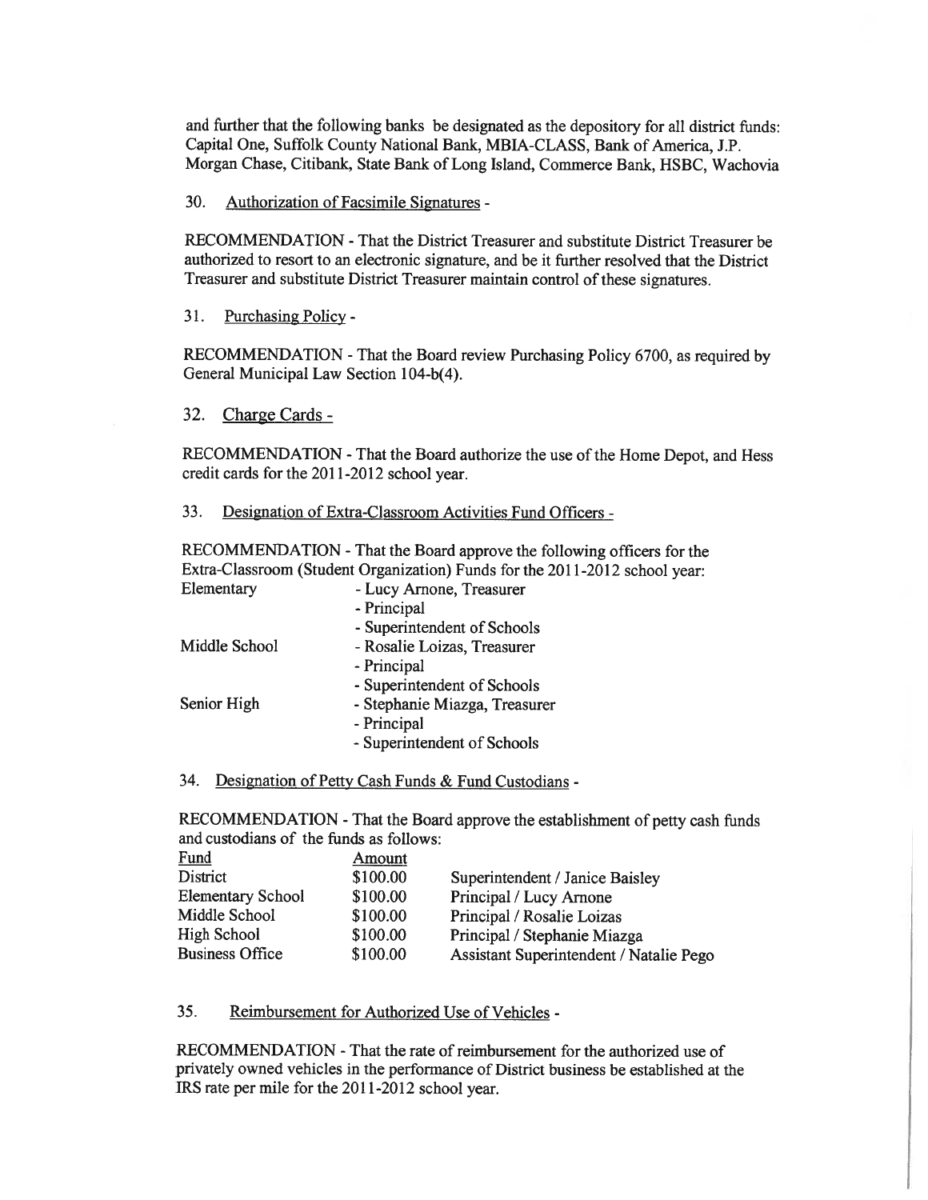and further that the following banks be designated as the depository for all district funds: Capital One, Suffolk County National Bank, MBIA-CLASS, Bank of America, J.P. Morgan Chase, Citibank, State Bank of Long Island, Commerce Bank, HSBC, Wachovia

30. Authorization of Facsimile Signatures -

RECOMMENDATION - That the District Treasurer and substitute District Treasurer be authorized to resort to an electronic signature, and be it further resolved that the District Treasurer and substitute District Treasurer maintain control of these signatures.

31. Purchasing Policy -

RECOMMENDATION - That the Board review Purchasing Policy 6700, as required by General Municipal Law Section 104-b(4).

32. Charge Cards -

RECOMMENDATION - That the Board authorize the use of the Home Depot, and Hess credit cards for the 2011-2012 school year.

33. Designation of Extra-Classroom Activities Fund Officers -

RECOMMENDATION - That the Board approve the following officers for the Extra-Classroom (Student Organization) Funds for the 2011-2012 school year:

| | |
|---|---|
| Elementary | - Lucy Arnone, Treasurer |
| | - Principal |
| | - Superintendent of Schools |
| Middle School | - Rosalie Loizas, Treasurer |
| | - Principal |
| | - Superintendent of Schools |
| Senior High | - Stephanie Miazga, Treasurer |
| | - Principal |
| | - Superintendent of Schools |

34. Designation of Petty Cash Funds & Fund Custodians -

RECOMMENDATION - That the Board approve the establishment of petty cash funds and custodians of the funds as follows:

| Fund | Amount | |
|---|---|---|
| District | $100.00 | Superintendent / Janice Baisley |
| Elementary School | $100.00 | Principal / Lucy Arnone |
| Middle School | $100.00 | Principal / Rosalie Loizas |
| High School | $100.00 | Principal / Stephanie Miazga |
| Business Office | $100.00 | Assistant Superintendent / Natalie Pego |

35. Reimbursement for Authorized Use of Vehicles -

RECOMMENDATION - That the rate of reimbursement for the authorized use of privately owned vehicles in the performance of District business be established at the IRS rate per mile for the 2011-2012 school year.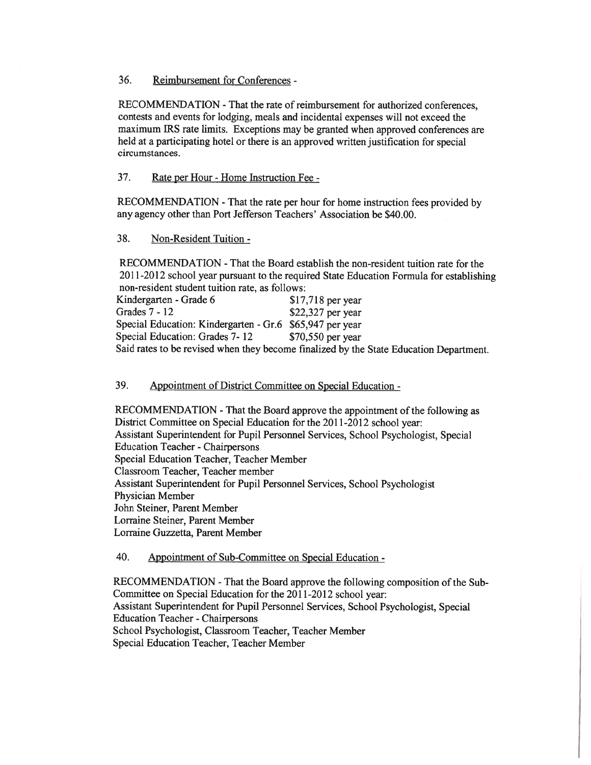36. Reimbursement for Conferences -

RECOMMENDATION - That the rate of reimbursement for authorized conferences, contests and events for lodging, meals and incidental expenses will not exceed the maximum IRS rate limits. Exceptions may be granted when approved conferences are held at a participating hotel or there is an approved written justification for special circumstances.

37. Rate per Hour - Home Instruction Fee -

RECOMMENDATION - That the rate per hour for home instruction fees provided by any agency other than Port Jefferson Teachers' Association be $40.00.

38. Non-Resident Tuition -

RECOMMENDATION - That the Board establish the non-resident tuition rate for the 2011-2012 school year pursuant to the required State Education Formula for establishing non-resident student tuition rate, as follows:

| | |
|---|---|
| Kindergarten - Grade 6 | $17,718 per year |
| Grades 7 - 12 | $22,327 per year |
| Special Education: Kindergarten - Gr.6 | $65,947 per year |
| Special Education: Grades 7- 12 | $70,550 per year |

Said rates to be revised when they become finalized by the State Education Department.

39. Appointment of District Committee on Special Education -

RECOMMENDATION - That the Board approve the appointment of the following as District Committee on Special Education for the 2011-2012 school year:
Assistant Superintendent for Pupil Personnel Services, School Psychologist, Special Education Teacher - Chairpersons
Special Education Teacher, Teacher Member
Classroom Teacher, Teacher member
Assistant Superintendent for Pupil Personnel Services, School Psychologist
Physician Member
John Steiner, Parent Member
Lorraine Steiner, Parent Member
Lorraine Guzzetta, Parent Member

40. Appointment of Sub-Committee on Special Education -

RECOMMENDATION - That the Board approve the following composition of the Sub-Committee on Special Education for the 2011-2012 school year:
Assistant Superintendent for Pupil Personnel Services, School Psychologist, Special Education Teacher - Chairpersons
School Psychologist, Classroom Teacher, Teacher Member
Special Education Teacher, Teacher Member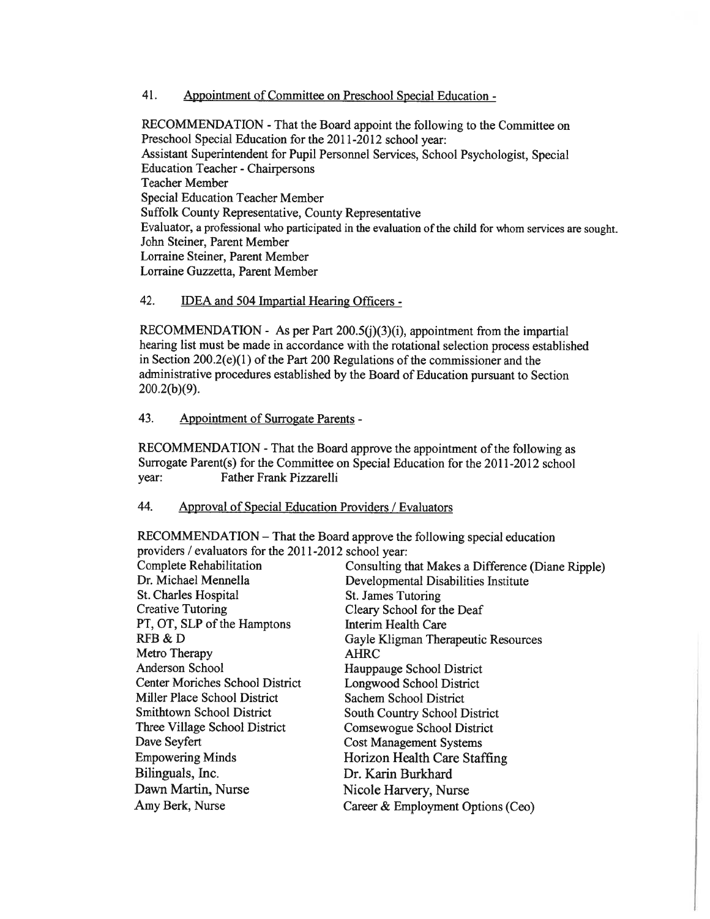41. Appointment of Committee on Preschool Special Education -

RECOMMENDATION - That the Board appoint the following to the Committee on Preschool Special Education for the 2011-2012 school year:
Assistant Superintendent for Pupil Personnel Services, School Psychologist, Special Education Teacher - Chairpersons
Teacher Member
Special Education Teacher Member
Suffolk County Representative, County Representative
Evaluator, a professional who participated in the evaluation of the child for whom services are sought.
John Steiner, Parent Member
Lorraine Steiner, Parent Member
Lorraine Guzzetta, Parent Member

42. IDEA and 504 Impartial Hearing Officers -

RECOMMENDATION - As per Part 200.5(j)(3)(i), appointment from the impartial hearing list must be made in accordance with the rotational selection process established in Section 200.2(e)(1) of the Part 200 Regulations of the commissioner and the administrative procedures established by the Board of Education pursuant to Section 200.2(b)(9).

43. Appointment of Surrogate Parents -

RECOMMENDATION - That the Board approve the appointment of the following as Surrogate Parent(s) for the Committee on Special Education for the 2011-2012 school year: Father Frank Pizzarelli

44. Approval of Special Education Providers / Evaluators

RECOMMENDATION – That the Board approve the following special education providers / evaluators for the 2011-2012 school year:

| | |
|---|---|
| Complete Rehabilitation | Consulting that Makes a Difference (Diane Ripple) |
| Dr. Michael Mennella | Developmental Disabilities Institute |
| St. Charles Hospital | St. James Tutoring |
| Creative Tutoring | Cleary School for the Deaf |
| PT, OT, SLP of the Hamptons | Interim Health Care |
| RFB & D | Gayle Kligman Therapeutic Resources |
| Metro Therapy | AHRC |
| Anderson School | Hauppauge School District |
| Center Moriches School District | Longwood School District |
| Miller Place School District | Sachem School District |
| Smithtown School District | South Country School District |
| Three Village School District | Comsewogue School District |
| Dave Seyfert | Cost Management Systems |
| Empowering Minds | Horizon Health Care Staffing |
| Bilinguals, Inc. | Dr. Karin Burkhard |
| Dawn Martin, Nurse | Nicole Harvery, Nurse |
| Amy Berk, Nurse | Career & Employment Options (Ceo) |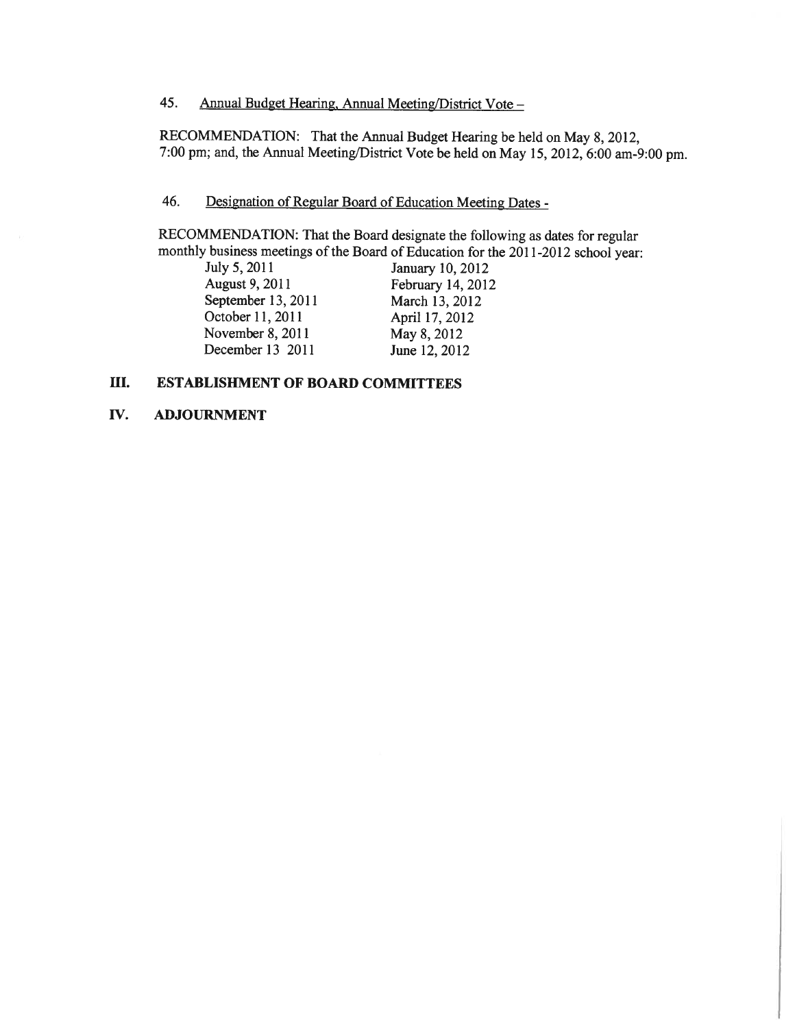45. <u>Annual Budget Hearing, Annual Meeting/District Vote –</u>

RECOMMENDATION: That the Annual Budget Hearing be held on May 8, 2012, 7:00 pm; and, the Annual Meeting/District Vote be held on May 15, 2012, 6:00 am-9:00 pm.

46. <u>Designation of Regular Board of Education Meeting Dates -</u>

RECOMMENDATION: That the Board designate the following as dates for regular monthly business meetings of the Board of Education for the 2011-2012 school year:

| | |
|---|---|
| July 5, 2011 | January 10, 2012 |
| August 9, 2011 | February 14, 2012 |
| September 13, 2011 | March 13, 2012 |
| October 11, 2011 | April 17, 2012 |
| November 8, 2011 | May 8, 2012 |
| December 13 2011 | June 12, 2012 |

## III. ESTABLISHMENT OF BOARD COMMITTEES

## IV. ADJOURNMENT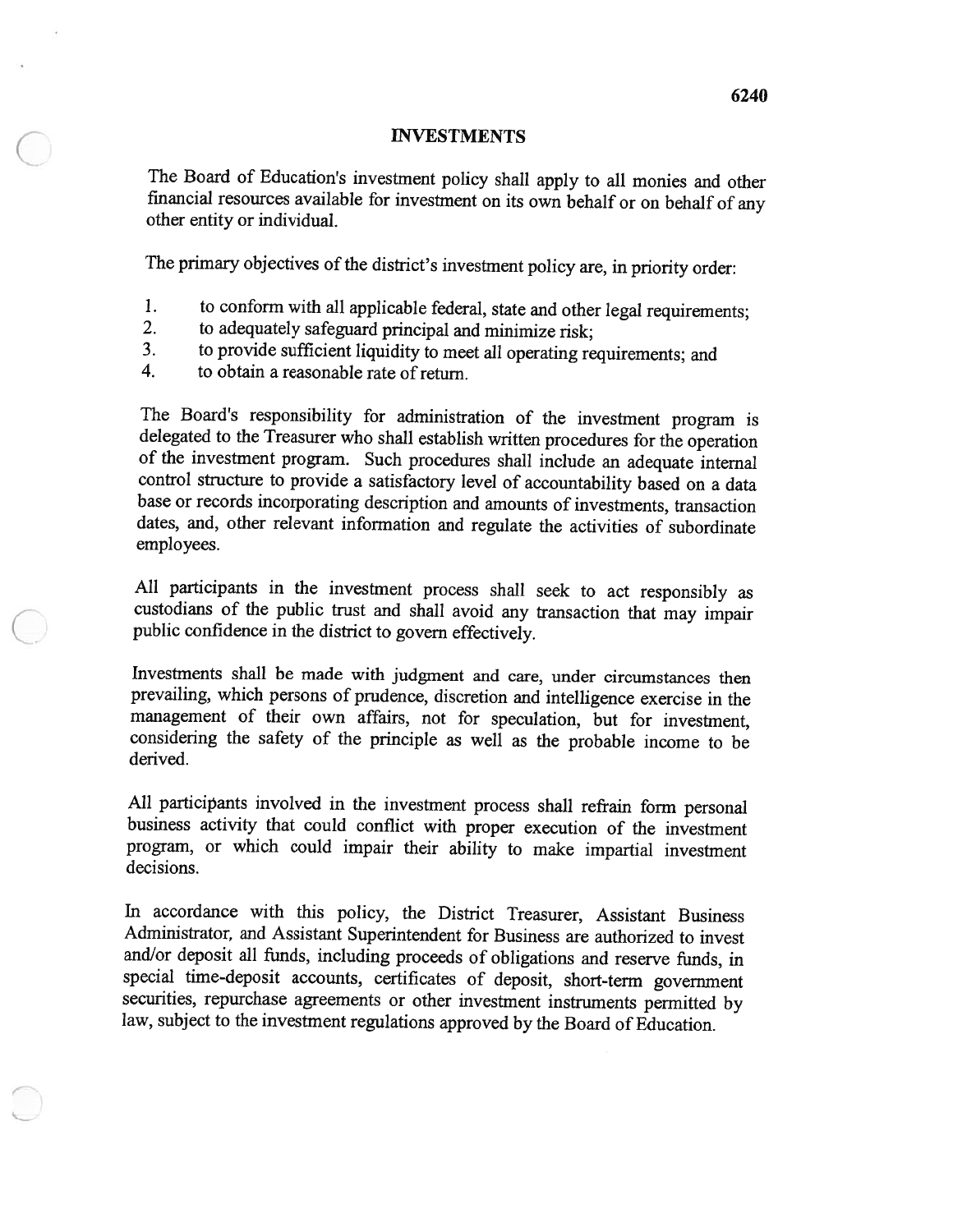6240

# INVESTMENTS

The Board of Education's investment policy shall apply to all monies and other financial resources available for investment on its own behalf or on behalf of any other entity or individual.

The primary objectives of the district's investment policy are, in priority order:

1. to conform with all applicable federal, state and other legal requirements;
2. to adequately safeguard principal and minimize risk;
3. to provide sufficient liquidity to meet all operating requirements; and
4. to obtain a reasonable rate of return.

The Board's responsibility for administration of the investment program is delegated to the Treasurer who shall establish written procedures for the operation of the investment program. Such procedures shall include an adequate internal control structure to provide a satisfactory level of accountability based on a data base or records incorporating description and amounts of investments, transaction dates, and, other relevant information and regulate the activities of subordinate employees.

All participants in the investment process shall seek to act responsibly as custodians of the public trust and shall avoid any transaction that may impair public confidence in the district to govern effectively.

Investments shall be made with judgment and care, under circumstances then prevailing, which persons of prudence, discretion and intelligence exercise in the management of their own affairs, not for speculation, but for investment, considering the safety of the principle as well as the probable income to be derived.

All participants involved in the investment process shall refrain form personal business activity that could conflict with proper execution of the investment program, or which could impair their ability to make impartial investment decisions.

In accordance with this policy, the District Treasurer, Assistant Business Administrator, and Assistant Superintendent for Business are authorized to invest and/or deposit all funds, including proceeds of obligations and reserve funds, in special time-deposit accounts, certificates of deposit, short-term government securities, repurchase agreements or other investment instruments permitted by law, subject to the investment regulations approved by the Board of Education.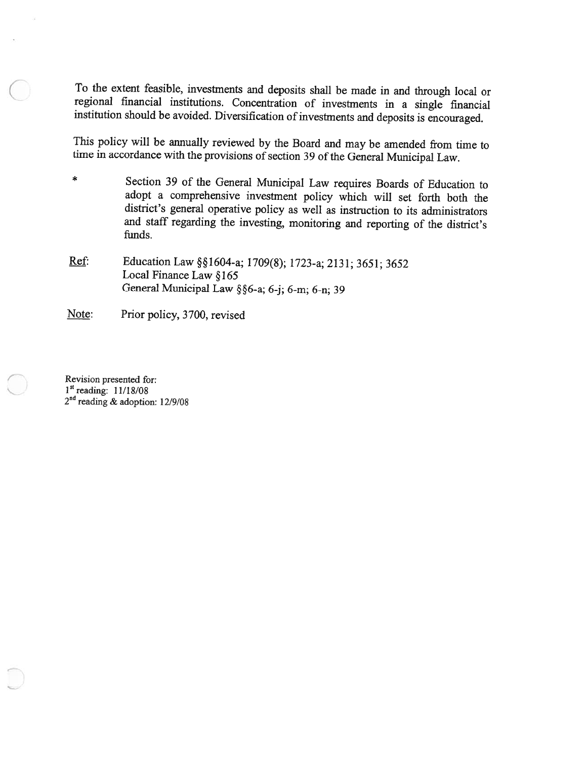To the extent feasible, investments and deposits shall be made in and through local or regional financial institutions. Concentration of investments in a single financial institution should be avoided. Diversification of investments and deposits is encouraged.

This policy will be annually reviewed by the Board and may be amended from time to time in accordance with the provisions of section 39 of the General Municipal Law.

\* Section 39 of the General Municipal Law requires Boards of Education to adopt a comprehensive investment policy which will set forth both the district's general operative policy as well as instruction to its administrators and staff regarding the investing, monitoring and reporting of the district's funds.

<u>Ref</u>: Education Law §§1604-a; 1709(8); 1723-a; 2131; 3651; 3652
Local Finance Law §165
General Municipal Law §§6-a; 6-j; 6-m; 6-n; 39

<u>Note</u>: Prior policy, 3700, revised

Revision presented for:
1st reading: 11/18/08
2nd reading & adoption: 12/9/08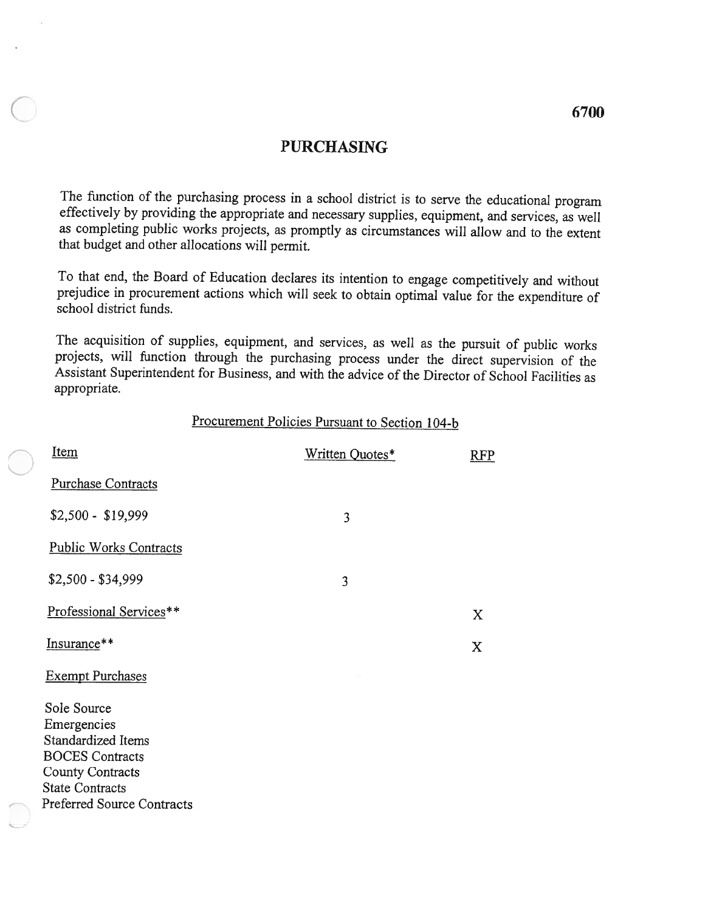6700

# PURCHASING

The function of the purchasing process in a school district is to serve the educational program effectively by providing the appropriate and necessary supplies, equipment, and services, as well as completing public works projects, as promptly as circumstances will allow and to the extent that budget and other allocations will permit.

To that end, the Board of Education declares its intention to engage competitively and without prejudice in procurement actions which will seek to obtain optimal value for the expenditure of school district funds.

The acquisition of supplies, equipment, and services, as well as the pursuit of public works projects, will function through the purchasing process under the direct supervision of the Assistant Superintendent for Business, and with the advice of the Director of School Facilities as appropriate.

Procurement Policies Pursuant to Section 104-b

| Item | Written Quotes* | RFP |
|---|---|---|
| Purchase Contracts | | |
| $2,500 - $19,999 | 3 | |
| Public Works Contracts | | |
| $2,500 - $34,999 | 3 | |
| Professional Services** | | X |
| Insurance** | | X |
| Exempt Purchases | | |

Sole Source
Emergencies
Standardized Items
BOCES Contracts
County Contracts
State Contracts
Preferred Source Contracts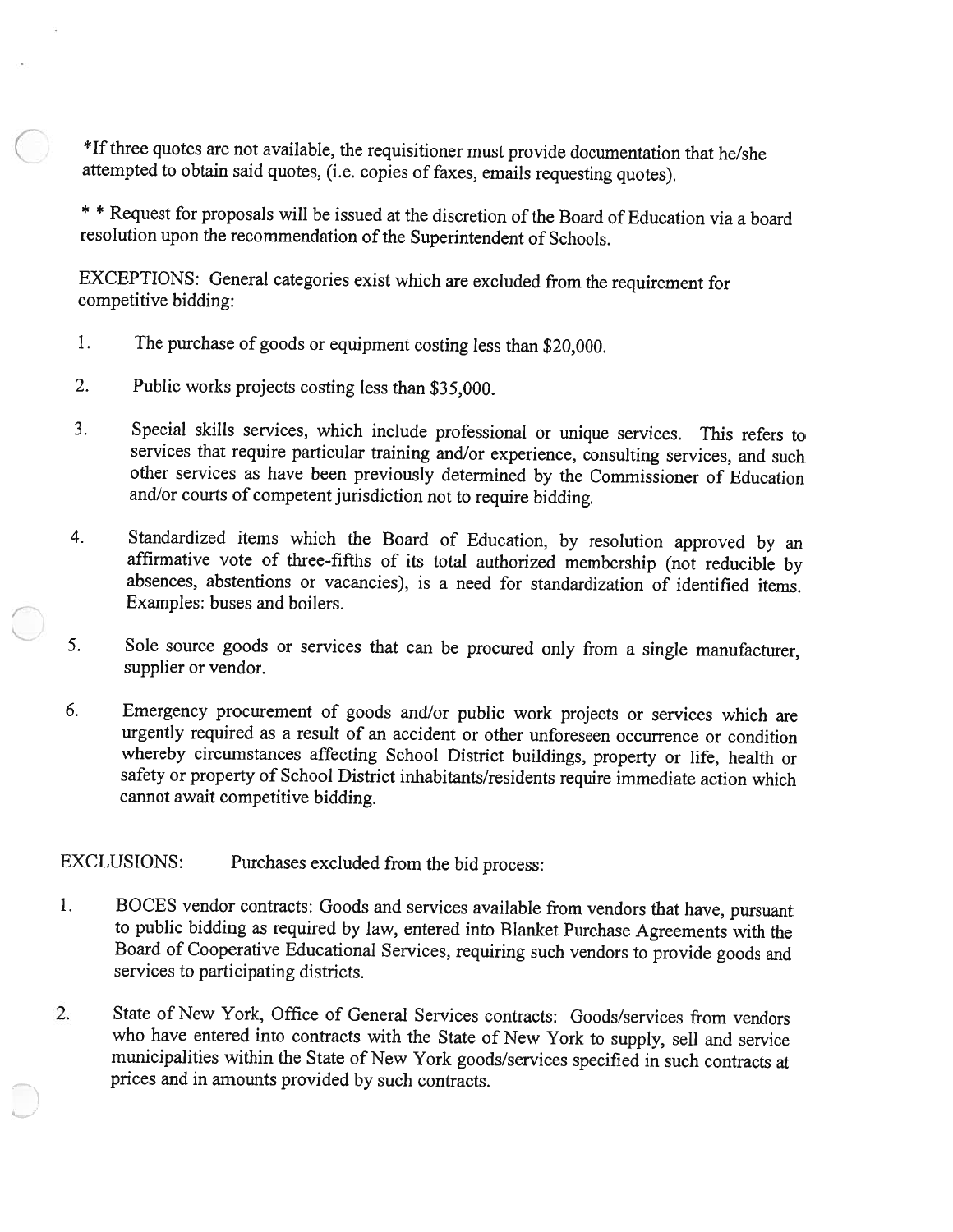*If three quotes are not available, the requisitioner must provide documentation that he/she attempted to obtain said quotes, (i.e. copies of faxes, emails requesting quotes).

* * Request for proposals will be issued at the discretion of the Board of Education via a board resolution upon the recommendation of the Superintendent of Schools.

EXCEPTIONS: General categories exist which are excluded from the requirement for competitive bidding:

1. The purchase of goods or equipment costing less than $20,000.

2. Public works projects costing less than $35,000.

3. Special skills services, which include professional or unique services. This refers to services that require particular training and/or experience, consulting services, and such other services as have been previously determined by the Commissioner of Education and/or courts of competent jurisdiction not to require bidding.

4. Standardized items which the Board of Education, by resolution approved by an affirmative vote of three-fifths of its total authorized membership (not reducible by absences, abstentions or vacancies), is a need for standardization of identified items. Examples: buses and boilers.

5. Sole source goods or services that can be procured only from a single manufacturer, supplier or vendor.

6. Emergency procurement of goods and/or public work projects or services which are urgently required as a result of an accident or other unforeseen occurrence or condition whereby circumstances affecting School District buildings, property or life, health or safety or property of School District inhabitants/residents require immediate action which cannot await competitive bidding.

EXCLUSIONS: Purchases excluded from the bid process:

1. BOCES vendor contracts: Goods and services available from vendors that have, pursuant to public bidding as required by law, entered into Blanket Purchase Agreements with the Board of Cooperative Educational Services, requiring such vendors to provide goods and services to participating districts.

2. State of New York, Office of General Services contracts: Goods/services from vendors who have entered into contracts with the State of New York to supply, sell and service municipalities within the State of New York goods/services specified in such contracts at prices and in amounts provided by such contracts.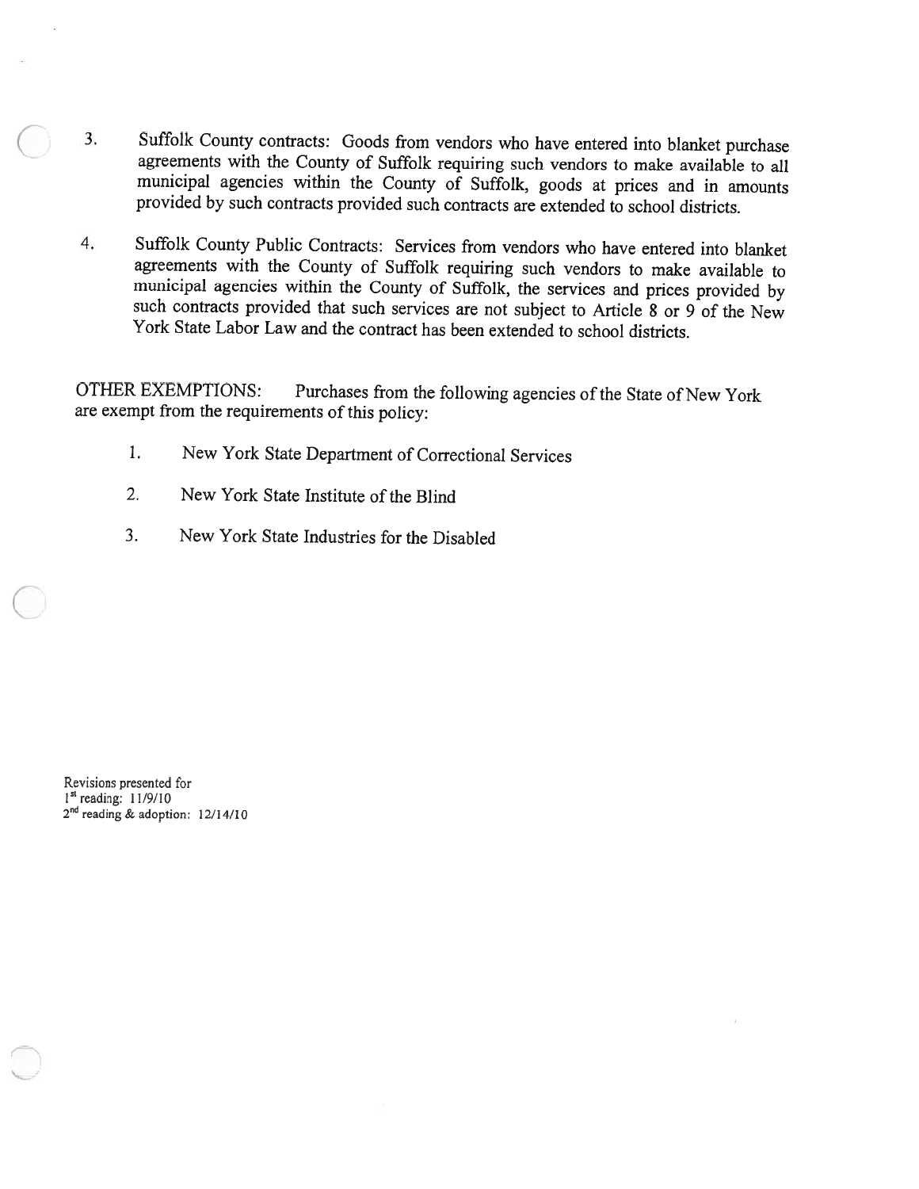3. Suffolk County contracts: Goods from vendors who have entered into blanket purchase agreements with the County of Suffolk requiring such vendors to make available to all municipal agencies within the County of Suffolk, goods at prices and in amounts provided by such contracts provided such contracts are extended to school districts.

4. Suffolk County Public Contracts: Services from vendors who have entered into blanket agreements with the County of Suffolk requiring such vendors to make available to municipal agencies within the County of Suffolk, the services and prices provided by such contracts provided that such services are not subject to Article 8 or 9 of the New York State Labor Law and the contract has been extended to school districts.

OTHER EXEMPTIONS: Purchases from the following agencies of the State of New York are exempt from the requirements of this policy:

1. New York State Department of Correctional Services
2. New York State Institute of the Blind
3. New York State Industries for the Disabled

Revisions presented for
1st reading: 11/9/10
2nd reading & adoption: 12/14/10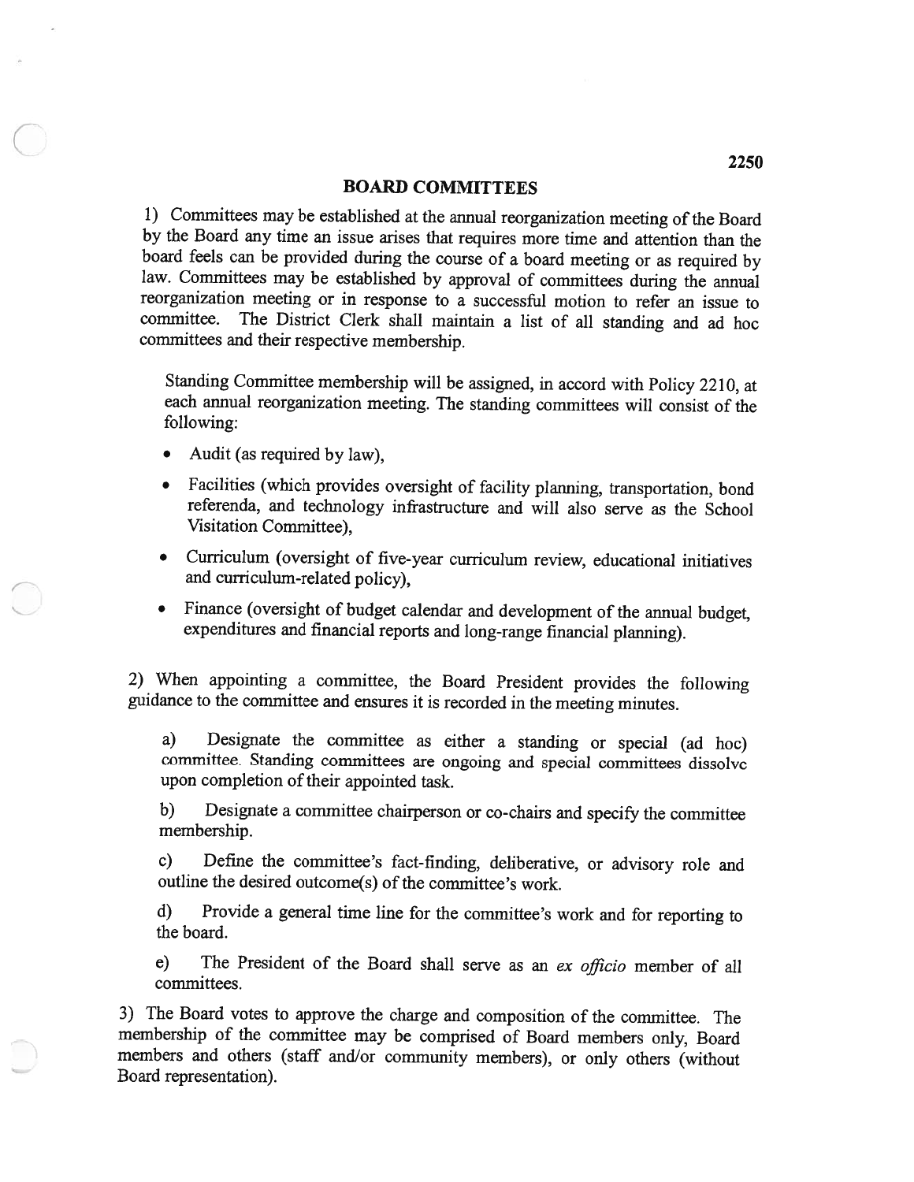# BOARD COMMITTEES

1) Committees may be established at the annual reorganization meeting of the Board by the Board any time an issue arises that requires more time and attention than the board feels can be provided during the course of a board meeting or as required by law. Committees may be established by approval of committees during the annual reorganization meeting or in response to a successful motion to refer an issue to committee. The District Clerk shall maintain a list of all standing and ad hoc committees and their respective membership.

Standing Committee membership will be assigned, in accord with Policy 2210, at each annual reorganization meeting. The standing committees will consist of the following:

- Audit (as required by law),
- Facilities (which provides oversight of facility planning, transportation, bond referenda, and technology infrastructure and will also serve as the School Visitation Committee),
- Curriculum (oversight of five-year curriculum review, educational initiatives and curriculum-related policy),
- Finance (oversight of budget calendar and development of the annual budget, expenditures and financial reports and long-range financial planning).

2) When appointing a committee, the Board President provides the following guidance to the committee and ensures it is recorded in the meeting minutes.

a) Designate the committee as either a standing or special (ad hoc) committee. Standing committees are ongoing and special committees dissolve upon completion of their appointed task.

b) Designate a committee chairperson or co-chairs and specify the committee membership.

c) Define the committee's fact-finding, deliberative, or advisory role and outline the desired outcome(s) of the committee's work.

d) Provide a general time line for the committee's work and for reporting to the board.

e) The President of the Board shall serve as an *ex officio* member of all committees.

3) The Board votes to approve the charge and composition of the committee. The membership of the committee may be comprised of Board members only, Board members and others (staff and/or community members), or only others (without Board representation).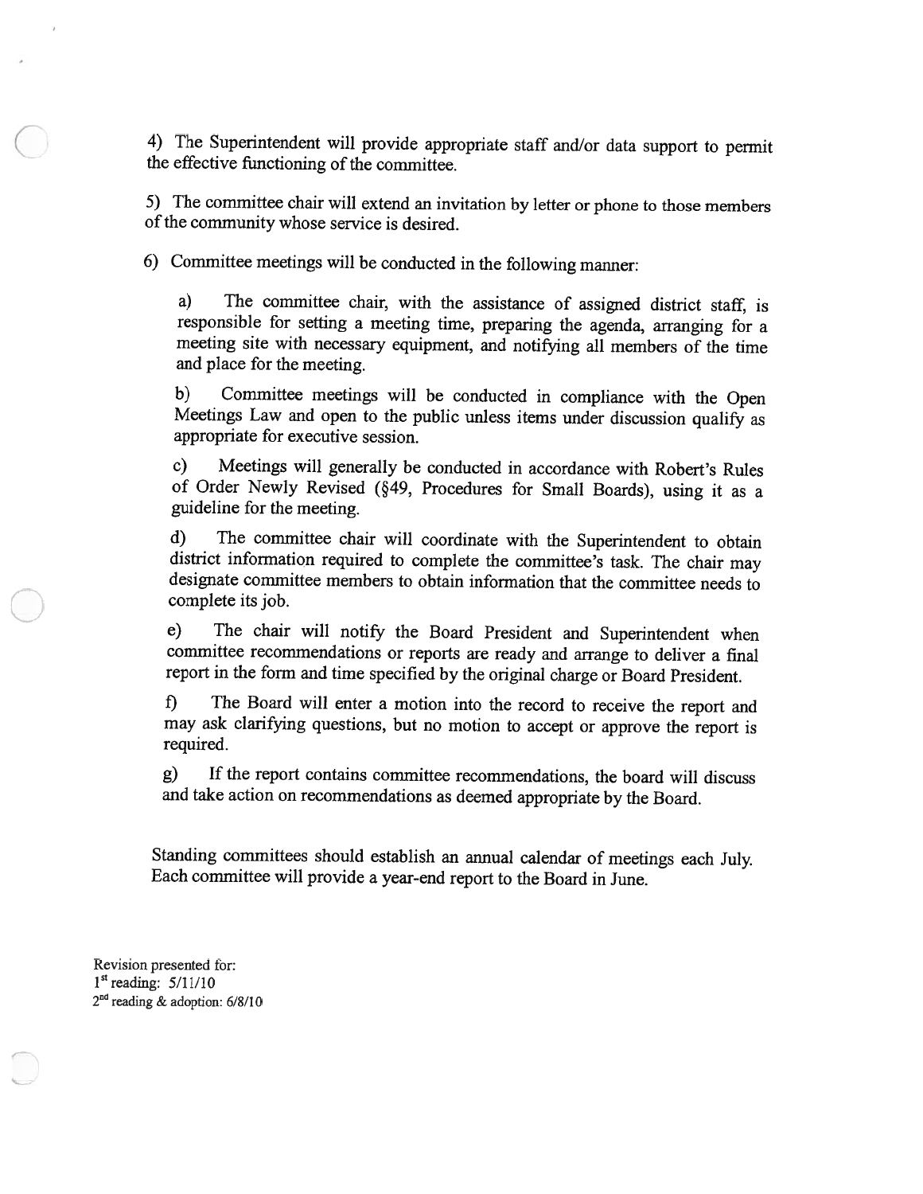4) The Superintendent will provide appropriate staff and/or data support to permit the effective functioning of the committee.

5) The committee chair will extend an invitation by letter or phone to those members of the community whose service is desired.

6) Committee meetings will be conducted in the following manner:

   a) The committee chair, with the assistance of assigned district staff, is responsible for setting a meeting time, preparing the agenda, arranging for a meeting site with necessary equipment, and notifying all members of the time and place for the meeting.

   b) Committee meetings will be conducted in compliance with the Open Meetings Law and open to the public unless items under discussion qualify as appropriate for executive session.

   c) Meetings will generally be conducted in accordance with Robert's Rules of Order Newly Revised (§49, Procedures for Small Boards), using it as a guideline for the meeting.

   d) The committee chair will coordinate with the Superintendent to obtain district information required to complete the committee's task. The chair may designate committee members to obtain information that the committee needs to complete its job.

   e) The chair will notify the Board President and Superintendent when committee recommendations or reports are ready and arrange to deliver a final report in the form and time specified by the original charge or Board President.

   f) The Board will enter a motion into the record to receive the report and may ask clarifying questions, but no motion to accept or approve the report is required.

   g) If the report contains committee recommendations, the board will discuss and take action on recommendations as deemed appropriate by the Board.

Standing committees should establish an annual calendar of meetings each July. Each committee will provide a year-end report to the Board in June.

Revision presented for:
1st reading: 5/11/10
2nd reading & adoption: 6/8/10